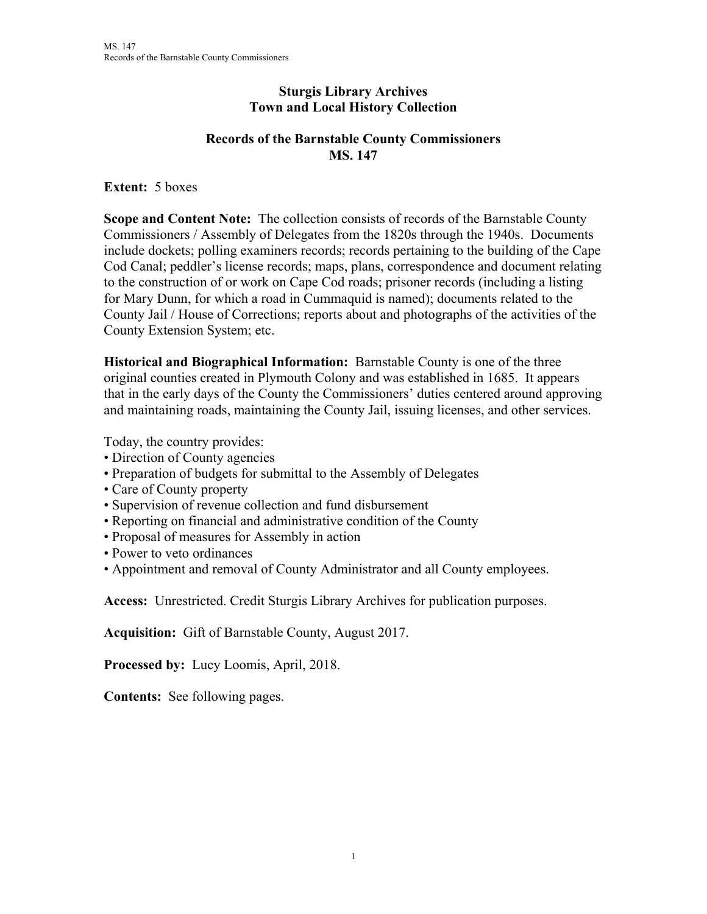# Sturgis Library Archives
# Town and Local History Collection

## Records of the Barnstable County Commissioners
## MS. 147

**Extent:** 5 boxes

**Scope and Content Note:** The collection consists of records of the Barnstable County Commissioners / Assembly of Delegates from the 1820s through the 1940s. Documents include dockets; polling examiners records; records pertaining to the building of the Cape Cod Canal; peddler's license records; maps, plans, correspondence and document relating to the construction of or work on Cape Cod roads; prisoner records (including a listing for Mary Dunn, for which a road in Cummaquid is named); documents related to the County Jail / House of Corrections; reports about and photographs of the activities of the County Extension System; etc.

**Historical and Biographical Information:** Barnstable County is one of the three original counties created in Plymouth Colony and was established in 1685. It appears that in the early days of the County the Commissioners' duties centered around approving and maintaining roads, maintaining the County Jail, issuing licenses, and other services.

Today, the country provides:

- Direction of County agencies
- Preparation of budgets for submittal to the Assembly of Delegates
- Care of County property
- Supervision of revenue collection and fund disbursement
- Reporting on financial and administrative condition of the County
- Proposal of measures for Assembly in action
- Power to veto ordinances
- Appointment and removal of County Administrator and all County employees.

**Access:** Unrestricted. Credit Sturgis Library Archives for publication purposes.

**Acquisition:** Gift of Barnstable County, August 2017.

**Processed by:** Lucy Loomis, April, 2018.

**Contents:** See following pages.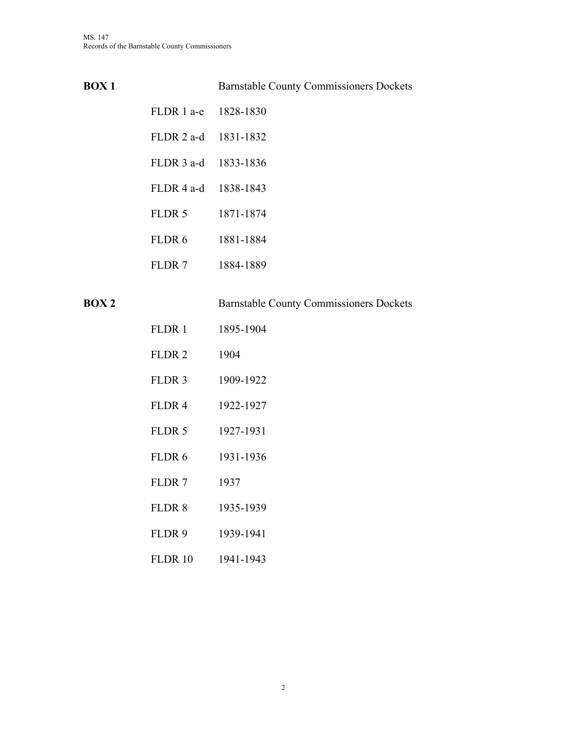**BOX 1** Barnstable County Commissioners Dockets

| | |
|---|---|
| FLDR 1 a-e | 1828-1830 |
| FLDR 2 a-d | 1831-1832 |
| FLDR 3 a-d | 1833-1836 |
| FLDR 4 a-d | 1838-1843 |
| FLDR 5 | 1871-1874 |
| FLDR 6 | 1881-1884 |
| FLDR 7 | 1884-1889 |

**BOX 2** Barnstable County Commissioners Dockets

| | |
|---|---|
| FLDR 1 | 1895-1904 |
| FLDR 2 | 1904 |
| FLDR 3 | 1909-1922 |
| FLDR 4 | 1922-1927 |
| FLDR 5 | 1927-1931 |
| FLDR 6 | 1931-1936 |
| FLDR 7 | 1937 |
| FLDR 8 | 1935-1939 |
| FLDR 9 | 1939-1941 |
| FLDR 10 | 1941-1943 |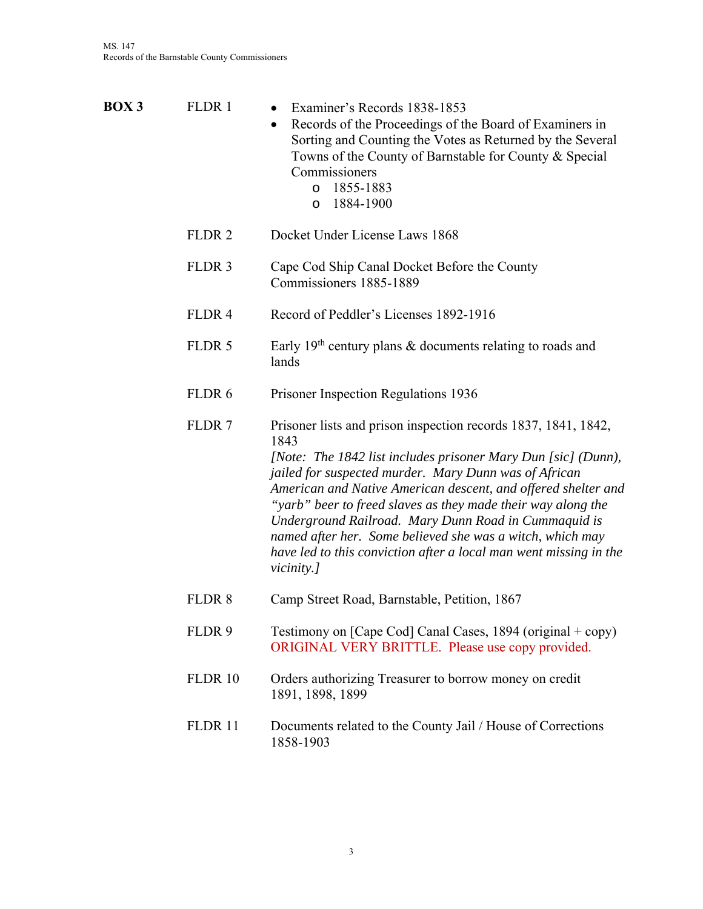## BOX 3

**FLDR 1**

- Examiner's Records 1838-1853
- Records of the Proceedings of the Board of Examiners in Sorting and Counting the Votes as Returned by the Several Towns of the County of Barnstable for County & Special Commissioners
  - 1855-1883
  - 1884-1900

**FLDR 2** Docket Under License Laws 1868

**FLDR 3** Cape Cod Ship Canal Docket Before the County Commissioners 1885-1889

**FLDR 4** Record of Peddler's Licenses 1892-1916

**FLDR 5** Early 19th century plans & documents relating to roads and lands

**FLDR 6** Prisoner Inspection Regulations 1936

**FLDR 7** Prisoner lists and prison inspection records 1837, 1841, 1842, 1843
*[Note: The 1842 list includes prisoner Mary Dun [sic] (Dunn), jailed for suspected murder. Mary Dunn was of African American and Native American descent, and offered shelter and "yarb" beer to freed slaves as they made their way along the Underground Railroad. Mary Dunn Road in Cummaquid is named after her. Some believed she was a witch, which may have led to this conviction after a local man went missing in the vicinity.]*

**FLDR 8** Camp Street Road, Barnstable, Petition, 1867

**FLDR 9** Testimony on [Cape Cod] Canal Cases, 1894 (original + copy)
ORIGINAL VERY BRITTLE. Please use copy provided.

**FLDR 10** Orders authorizing Treasurer to borrow money on credit 1891, 1898, 1899

**FLDR 11** Documents related to the County Jail / House of Corrections 1858-1903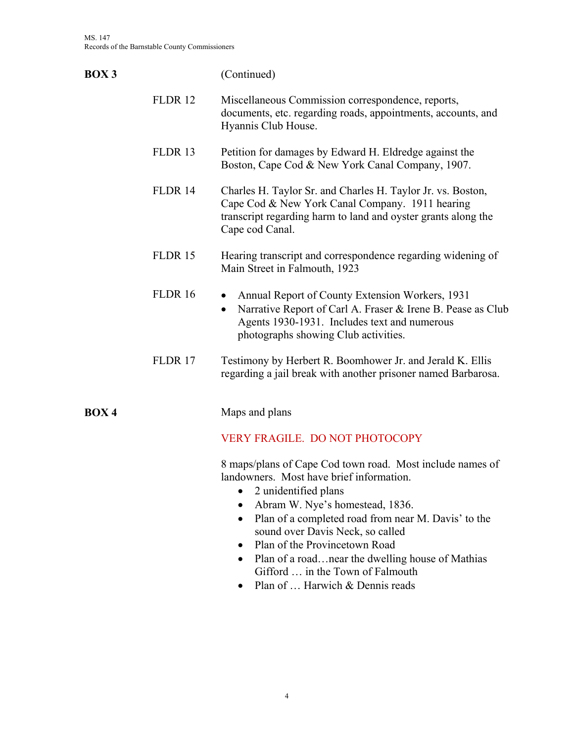**BOX 3** (Continued)

| | |
|---|---|
| FLDR 12 | Miscellaneous Commission correspondence, reports, documents, etc. regarding roads, appointments, accounts, and Hyannis Club House. |
| FLDR 13 | Petition for damages by Edward H. Eldredge against the Boston, Cape Cod & New York Canal Company, 1907. |
| FLDR 14 | Charles H. Taylor Sr. and Charles H. Taylor Jr. vs. Boston, Cape Cod & New York Canal Company. 1911 hearing transcript regarding harm to land and oyster grants along the Cape cod Canal. |
| FLDR 15 | Hearing transcript and correspondence regarding widening of Main Street in Falmouth, 1923 |
| FLDR 16 | • Annual Report of County Extension Workers, 1931<br>• Narrative Report of Carl A. Fraser & Irene B. Pease as Club Agents 1930-1931. Includes text and numerous photographs showing Club activities. |
| FLDR 17 | Testimony by Herbert R. Boomhower Jr. and Jerald K. Ellis regarding a jail break with another prisoner named Barbarosa. |

**BOX 4** Maps and plans

VERY FRAGILE. DO NOT PHOTOCOPY

8 maps/plans of Cape Cod town road. Most include names of landowners. Most have brief information.

- 2 unidentified plans
- Abram W. Nye's homestead, 1836.
- Plan of a completed road from near M. Davis' to the sound over Davis Neck, so called
- Plan of the Provincetown Road
- Plan of a road…near the dwelling house of Mathias Gifford … in the Town of Falmouth
- Plan of … Harwich & Dennis reads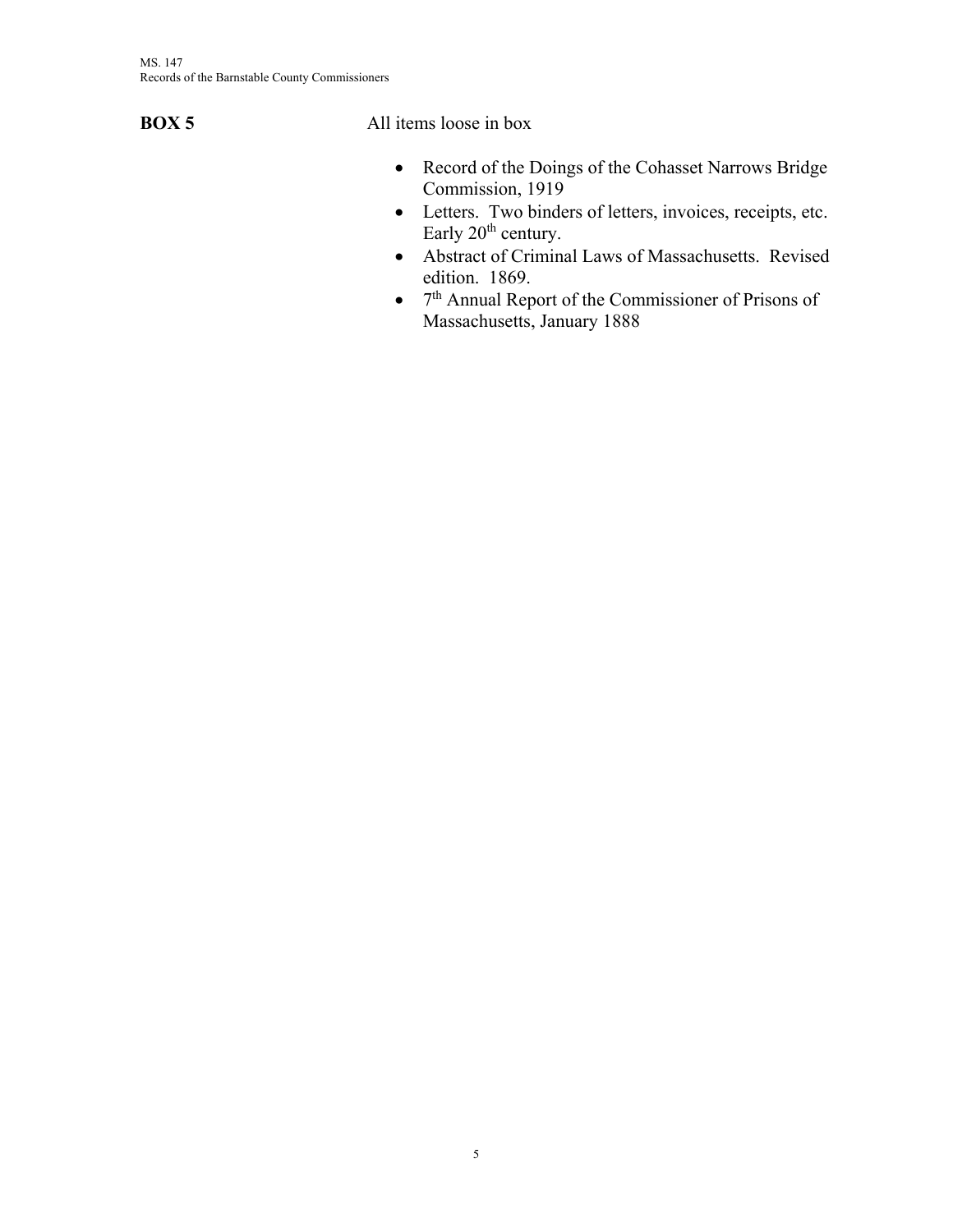**BOX 5**

All items loose in box

- Record of the Doings of the Cohasset Narrows Bridge Commission, 1919
- Letters. Two binders of letters, invoices, receipts, etc. Early 20th century.
- Abstract of Criminal Laws of Massachusetts. Revised edition. 1869.
- 7th Annual Report of the Commissioner of Prisons of Massachusetts, January 1888